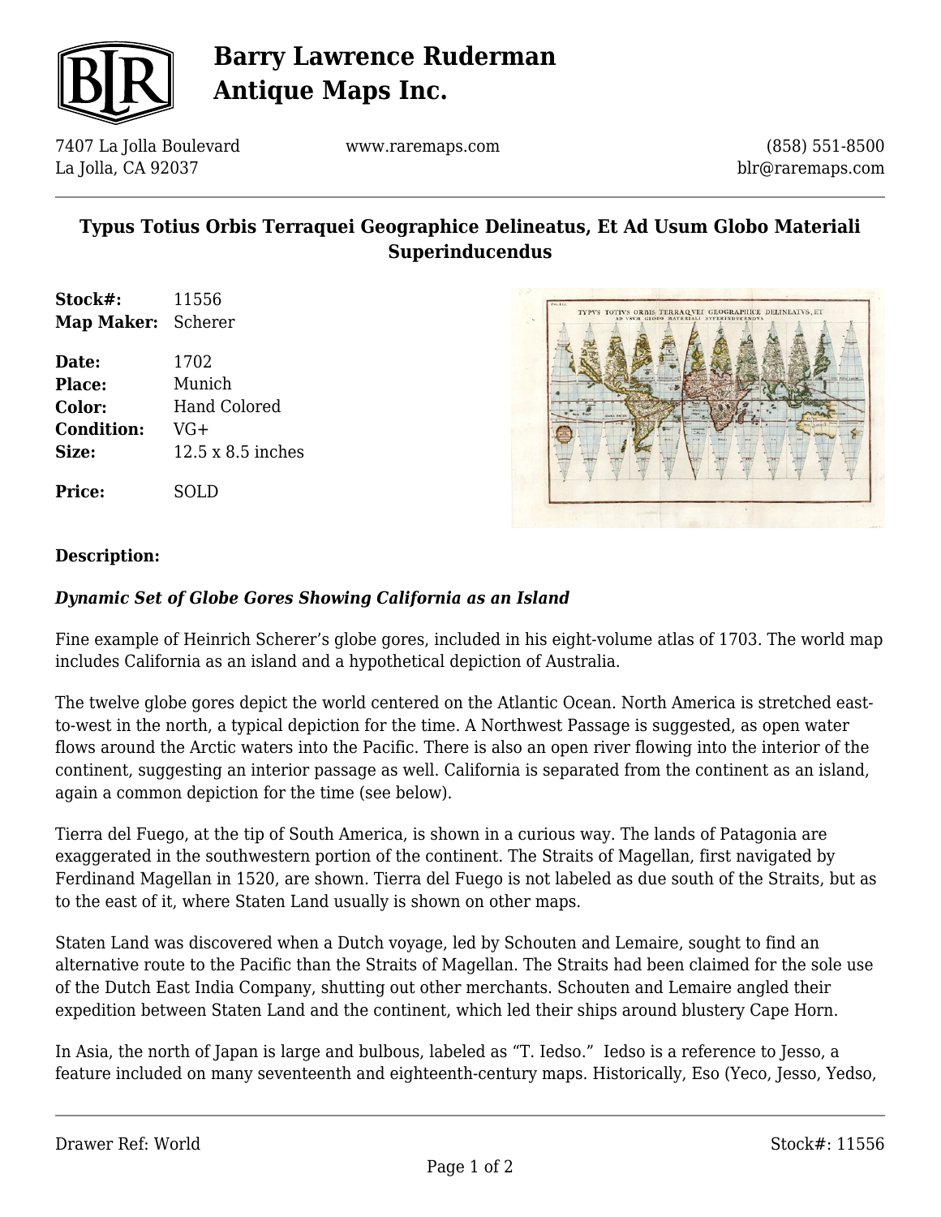# Barry Lawrence Ruderman Antique Maps Inc.

7407 La Jolla Boulevard
La Jolla, CA 92037

www.raremaps.com

(858) 551-8500
blr@raremaps.com

## Typus Totius Orbis Terraquei Geographice Delineatus, Et Ad Usum Globo Materiali Superinducendus

| | |
|---|---|
| **Stock#:** | 11556 |
| **Map Maker:** | Scherer |
| **Date:** | 1702 |
| **Place:** | Munich |
| **Color:** | Hand Colored |
| **Condition:** | VG+ |
| **Size:** | 12.5 x 8.5 inches |
| **Price:** | SOLD |

### Description:

***Dynamic Set of Globe Gores Showing California as an Island***

Fine example of Heinrich Scherer's globe gores, included in his eight-volume atlas of 1703. The world map includes California as an island and a hypothetical depiction of Australia.

The twelve globe gores depict the world centered on the Atlantic Ocean. North America is stretched east-to-west in the north, a typical depiction for the time. A Northwest Passage is suggested, as open water flows around the Arctic waters into the Pacific. There is also an open river flowing into the interior of the continent, suggesting an interior passage as well. California is separated from the continent as an island, again a common depiction for the time (see below).

Tierra del Fuego, at the tip of South America, is shown in a curious way. The lands of Patagonia are exaggerated in the southwestern portion of the continent. The Straits of Magellan, first navigated by Ferdinand Magellan in 1520, are shown. Tierra del Fuego is not labeled as due south of the Straits, but as to the east of it, where Staten Land usually is shown on other maps.

Staten Land was discovered when a Dutch voyage, led by Schouten and Lemaire, sought to find an alternative route to the Pacific than the Straits of Magellan. The Straits had been claimed for the sole use of the Dutch East India Company, shutting out other merchants. Schouten and Lemaire angled their expedition between Staten Land and the continent, which led their ships around blustery Cape Horn.

In Asia, the north of Japan is large and bulbous, labeled as "T. Iedso." Iedso is a reference to Jesso, a feature included on many seventeenth and eighteenth-century maps. Historically, Eso (Yeco, Jesso, Yedso,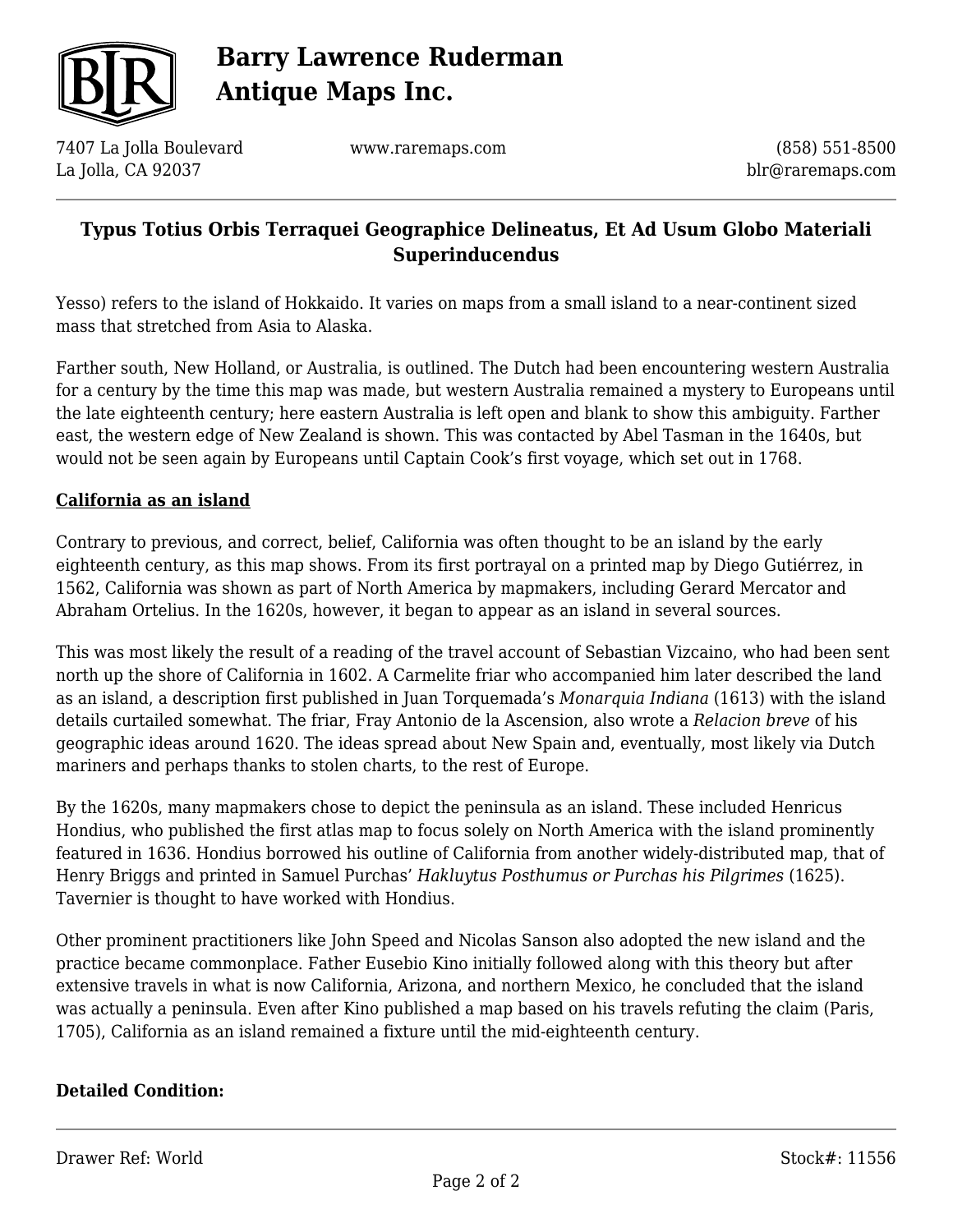Yesso) refers to the island of Hokkaido. It varies on maps from a small island to a near-continent sized mass that stretched from Asia to Alaska.

Farther south, New Holland, or Australia, is outlined. The Dutch had been encountering western Australia for a century by the time this map was made, but western Australia remained a mystery to Europeans until the late eighteenth century; here eastern Australia is left open and blank to show this ambiguity. Farther east, the western edge of New Zealand is shown. This was contacted by Abel Tasman in the 1640s, but would not be seen again by Europeans until Captain Cook's first voyage, which set out in 1768.

**California as an island**

Contrary to previous, and correct, belief, California was often thought to be an island by the early eighteenth century, as this map shows. From its first portrayal on a printed map by Diego Gutiérrez, in 1562, California was shown as part of North America by mapmakers, including Gerard Mercator and Abraham Ortelius. In the 1620s, however, it began to appear as an island in several sources.

This was most likely the result of a reading of the travel account of Sebastian Vizcaino, who had been sent north up the shore of California in 1602. A Carmelite friar who accompanied him later described the land as an island, a description first published in Juan Torquemada's *Monarquia Indiana* (1613) with the island details curtailed somewhat. The friar, Fray Antonio de la Ascension, also wrote a *Relacion breve* of his geographic ideas around 1620. The ideas spread about New Spain and, eventually, most likely via Dutch mariners and perhaps thanks to stolen charts, to the rest of Europe.

By the 1620s, many mapmakers chose to depict the peninsula as an island. These included Henricus Hondius, who published the first atlas map to focus solely on North America with the island prominently featured in 1636. Hondius borrowed his outline of California from another widely-distributed map, that of Henry Briggs and printed in Samuel Purchas' *Hakluytus Posthumus or Purchas his Pilgrimes* (1625). Tavernier is thought to have worked with Hondius.

Other prominent practitioners like John Speed and Nicolas Sanson also adopted the new island and the practice became commonplace. Father Eusebio Kino initially followed along with this theory but after extensive travels in what is now California, Arizona, and northern Mexico, he concluded that the island was actually a peninsula. Even after Kino published a map based on his travels refuting the claim (Paris, 1705), California as an island remained a fixture until the mid-eighteenth century.

**Detailed Condition:**